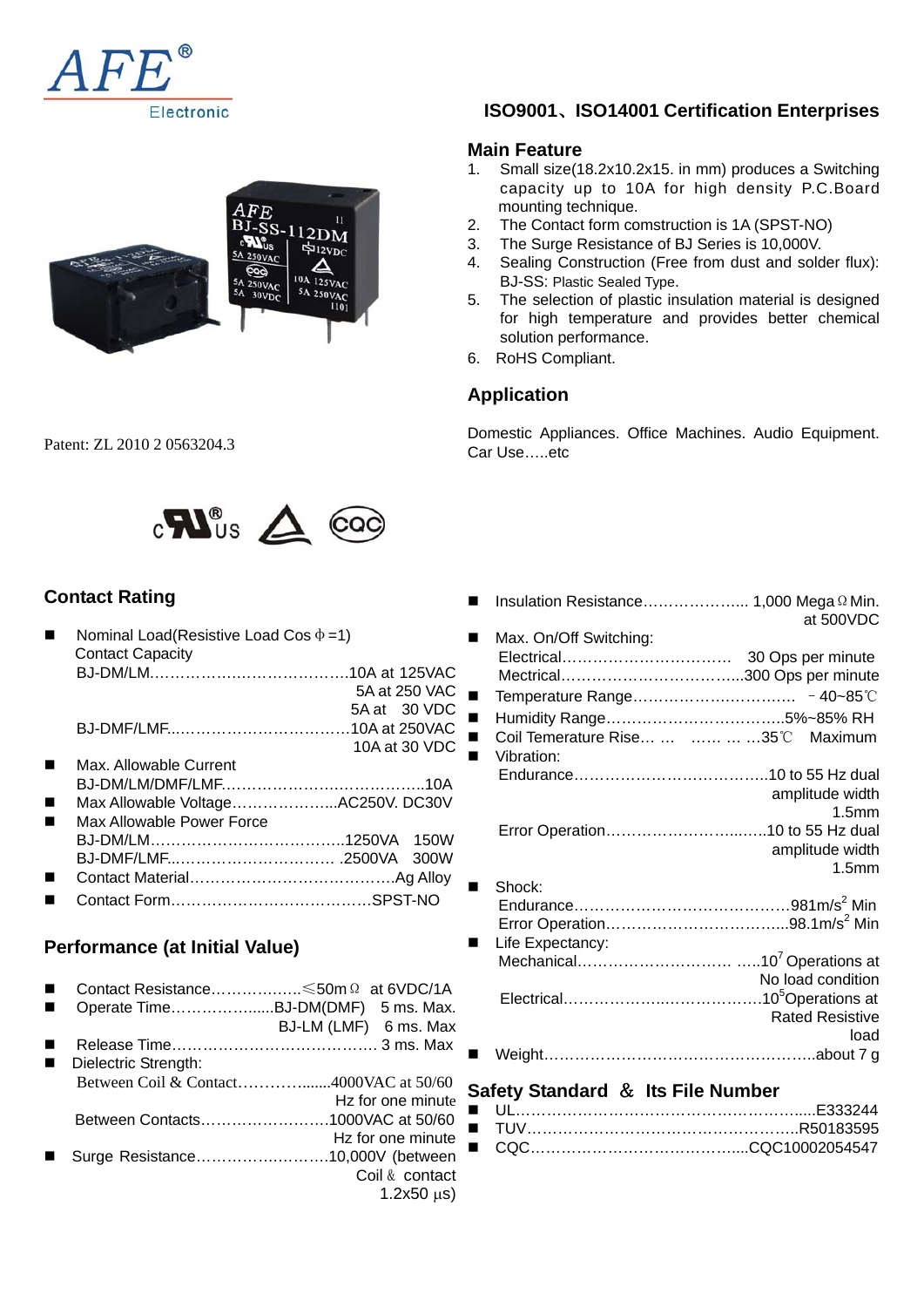AFE® Electronic

## ISO9001、ISO14001 Certification Enterprises

### Main Feature

1. Small size(18.2x10.2x15. in mm) produces a Switching capacity up to 10A for high density P.C.Board mounting technique.
2. The Contact form comstruction is 1A (SPST-NO)
3. The Surge Resistance of BJ Series is 10,000V.
4. Sealing Construction (Free from dust and solder flux): BJ-SS: Plastic Sealed Type.
5. The selection of plastic insulation material is designed for high temperature and provides better chemical solution performance.
6. RoHS Compliant.

### Application

Domestic Appliances. Office Machines. Audio Equipment. Car Use…..etc

Patent: ZL 2010 2 0563204.3

### Contact Rating

- Nominal Load(Resistive Load Cos ϕ =1)
  Contact Capacity
  BJ-DM/LM……………….………………..10A at 125VAC
  5A at 250 VAC
  5A at 30 VDC
  BJ-DMF/LMF...……………………………10A at 250VAC
  10A at 30 VDC
- Max. Allowable Current
  BJ-DM/LM/DMF/LMF……………………..…………..10A
- Max Allowable Voltage………………...AC250V. DC30V
- Max Allowable Power Force
  BJ-DM/LM………………………………..1250VA 150W
  BJ-DMF/LMF...………………………… .2500VA 300W
- Contact Material………………………………….Ag Alloy
- Contact Form…………………………………SPST-NO

### Performance (at Initial Value)

- Contact Resistance……………..≤50mΩ at 6VDC/1A
- Operate Time……………......BJ-DM(DMF) 5 ms. Max.
  BJ-LM (LMF) 6 ms. Max
- Release Time…………………………………. 3 ms. Max
- Dielectric Strength:
  Between Coil & Contact………........4000VAC at 50/60 Hz for one minute
  Between Contacts……………………1000VAC at 50/60 Hz for one minute
- Surge Resistance……………….…….10,000V (between Coil & contact 1.2x50 µs)

- Insulation Resistance………………... 1,000 MegaΩ Min. at 500VDC
- Max. On/Off Switching:
  Electrical…………………………… 30 Ops per minute
  Mectrical……………………………...300 Ops per minute
- Temperature Range……………….………… －40~85℃
- Humidity Range……………………………..5%~85% RH
- Coil Temerature Rise… … …… … …35℃ Maximum
- Vibration:
  Endurance………………………………..10 to 55 Hz dual amplitude width 1.5mm
  Error Operation………………………..…..10 to 55 Hz dual amplitude width 1.5mm
- Shock:
  Endurance……………………………………981m/s$^2$ Min
  Error Operation……………………………...98.1m/s$^2$ Min
- Life Expectancy:
  Mechanical………………………… …..10$^7$ Operations at No load condition
  Electrical………………..………………10$^5$Operations at Rated Resistive load
- Weight……………………………………………..about 7 g

### Safety Standard ＆ Its File Number

- UL…………………………………………………....E333244
- TUV……………………………………………..R50183595
- CQC………………………………….....CQC10002054547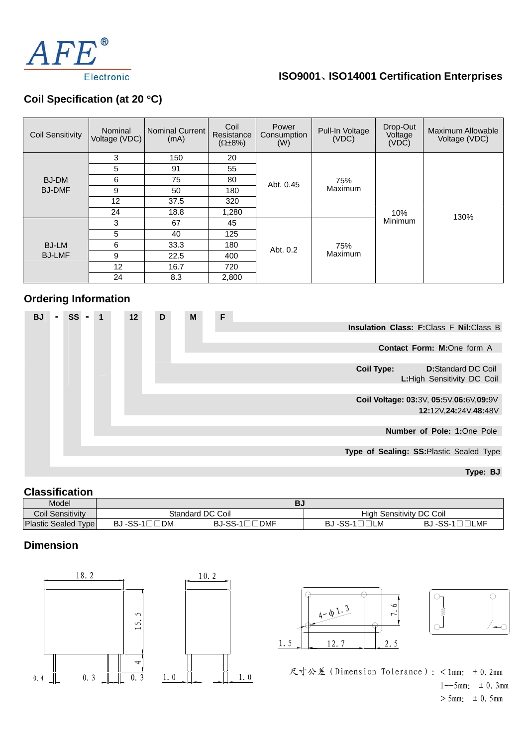AFE® Electronic

ISO9001、ISO14001 Certification Enterprises

## Coil Specification (at 20 °C)

| Coil Sensitivity | Nominal Voltage (VDC) | Nominal Current (mA) | Coil Resistance (Ω±8%) | Power Consumption (W) | Pull-In Voltage (VDC) | Drop-Out Voltage (VDC) | Maximum Allowable Voltage (VDC) |
|---|---|---|---|---|---|---|---|
| BJ-DM BJ-DMF | 3 | 150 | 20 | Abt. 0.45 | 75% Maximum | 10% Minimum | 130% |
| | 5 | 91 | 55 | | | | |
| | 6 | 75 | 80 | | | | |
| | 9 | 50 | 180 | | | | |
| | 12 | 37.5 | 320 | | | | |
| | 24 | 18.8 | 1,280 | | | | |
| BJ-LM BJ-LMF | 3 | 67 | 45 | Abt. 0.2 | 75% Maximum | | |
| | 5 | 40 | 125 | | | | |
| | 6 | 33.3 | 180 | | | | |
| | 9 | 22.5 | 400 | | | | |
| | 12 | 16.7 | 720 | | | | |
| | 24 | 8.3 | 2,800 | | | | |

## Ordering Information

BJ - SS - 1 12 D M F

- **Insulation Class: F:**Class F **Nil:**Class B
- **Contact Form: M:**One form A
- **Coil Type: D:**Standard DC Coil **L:**High Sensitivity DC Coil
- **Coil Voltage: 03:**3V, **05:**5V,**06:**6V,**09:**9V **12:**12V,**24:**24V.**48:**48V
- **Number of Pole: 1:**One Pole
- **Type of Sealing: SS:**Plastic Sealed Type
- **Type: BJ**

## Classification

| Model | BJ | | | |
|---|---|---|---|---|
| Coil Sensitivity | Standard DC Coil | | High Sensitivity DC Coil | |
| Plastic Sealed Type | BJ -SS-1□□DM | BJ-SS-1□□DMF | BJ -SS-1□□LM | BJ -SS-1□□LMF |

## Dimension

18.2
15.5
4
0.4
0.3
0.3
10.2
1.0
1.0
4-ϕ1.3
7.6
1.5
12.7
2.5

尺寸公差（Dimension Tolerance）：＜1mm: ±0.2mm
1--5mm: ±0.3mm
＞5mm: ±0.5mm